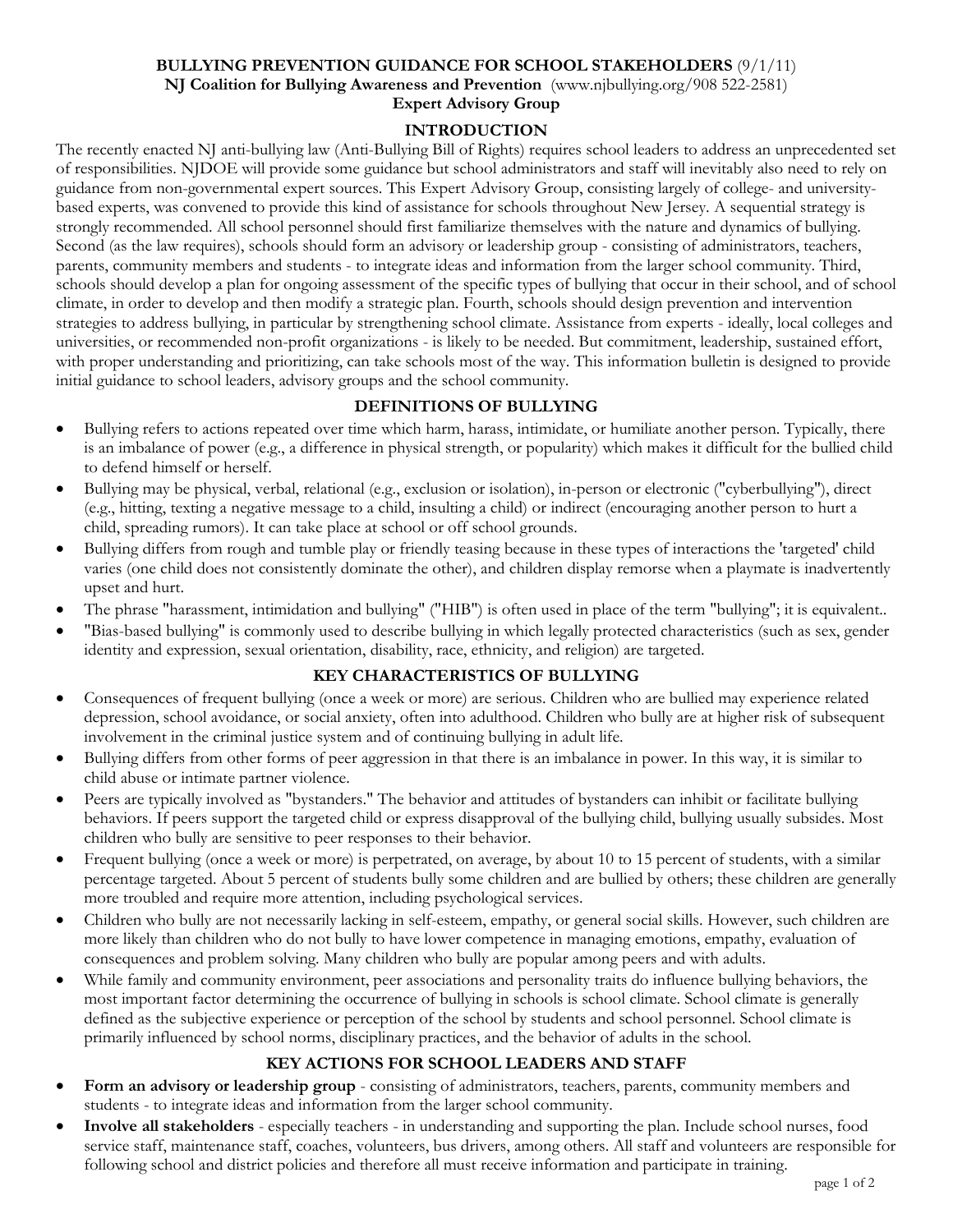**BULLYING PREVENTION GUIDANCE FOR SCHOOL STAKEHOLDERS** (9/1/11)
**NJ Coalition for Bullying Awareness and Prevention** (www.njbullying.org/908 522-2581)
**Expert Advisory Group**

## INTRODUCTION

The recently enacted NJ anti-bullying law (Anti-Bullying Bill of Rights) requires school leaders to address an unprecedented set of responsibilities. NJDOE will provide some guidance but school administrators and staff will inevitably also need to rely on guidance from non-governmental expert sources. This Expert Advisory Group, consisting largely of college- and university-based experts, was convened to provide this kind of assistance for schools throughout New Jersey. A sequential strategy is strongly recommended. All school personnel should first familiarize themselves with the nature and dynamics of bullying. Second (as the law requires), schools should form an advisory or leadership group - consisting of administrators, teachers, parents, community members and students - to integrate ideas and information from the larger school community. Third, schools should develop a plan for ongoing assessment of the specific types of bullying that occur in their school, and of school climate, in order to develop and then modify a strategic plan. Fourth, schools should design prevention and intervention strategies to address bullying, in particular by strengthening school climate. Assistance from experts - ideally, local colleges and universities, or recommended non-profit organizations - is likely to be needed. But commitment, leadership, sustained effort, with proper understanding and prioritizing, can take schools most of the way. This information bulletin is designed to provide initial guidance to school leaders, advisory groups and the school community.

## DEFINITIONS OF BULLYING

- Bullying refers to actions repeated over time which harm, harass, intimidate, or humiliate another person. Typically, there is an imbalance of power (e.g., a difference in physical strength, or popularity) which makes it difficult for the bullied child to defend himself or herself.
- Bullying may be physical, verbal, relational (e.g., exclusion or isolation), in-person or electronic ("cyberbullying"), direct (e.g., hitting, texting a negative message to a child, insulting a child) or indirect (encouraging another person to hurt a child, spreading rumors). It can take place at school or off school grounds.
- Bullying differs from rough and tumble play or friendly teasing because in these types of interactions the 'targeted' child varies (one child does not consistently dominate the other), and children display remorse when a playmate is inadvertently upset and hurt.
- The phrase "harassment, intimidation and bullying" ("HIB") is often used in place of the term "bullying"; it is equivalent..
- "Bias-based bullying" is commonly used to describe bullying in which legally protected characteristics (such as sex, gender identity and expression, sexual orientation, disability, race, ethnicity, and religion) are targeted.

## KEY CHARACTERISTICS OF BULLYING

- Consequences of frequent bullying (once a week or more) are serious. Children who are bullied may experience related depression, school avoidance, or social anxiety, often into adulthood. Children who bully are at higher risk of subsequent involvement in the criminal justice system and of continuing bullying in adult life.
- Bullying differs from other forms of peer aggression in that there is an imbalance in power. In this way, it is similar to child abuse or intimate partner violence.
- Peers are typically involved as "bystanders." The behavior and attitudes of bystanders can inhibit or facilitate bullying behaviors. If peers support the targeted child or express disapproval of the bullying child, bullying usually subsides. Most children who bully are sensitive to peer responses to their behavior.
- Frequent bullying (once a week or more) is perpetrated, on average, by about 10 to 15 percent of students, with a similar percentage targeted. About 5 percent of students bully some children and are bullied by others; these children are generally more troubled and require more attention, including psychological services.
- Children who bully are not necessarily lacking in self-esteem, empathy, or general social skills. However, such children are more likely than children who do not bully to have lower competence in managing emotions, empathy, evaluation of consequences and problem solving. Many children who bully are popular among peers and with adults.
- While family and community environment, peer associations and personality traits do influence bullying behaviors, the most important factor determining the occurrence of bullying in schools is school climate. School climate is generally defined as the subjective experience or perception of the school by students and school personnel. School climate is primarily influenced by school norms, disciplinary practices, and the behavior of adults in the school.

## KEY ACTIONS FOR SCHOOL LEADERS AND STAFF

- **Form an advisory or leadership group** - consisting of administrators, teachers, parents, community members and students - to integrate ideas and information from the larger school community.
- **Involve all stakeholders** - especially teachers - in understanding and supporting the plan. Include school nurses, food service staff, maintenance staff, coaches, volunteers, bus drivers, among others. All staff and volunteers are responsible for following school and district policies and therefore all must receive information and participate in training.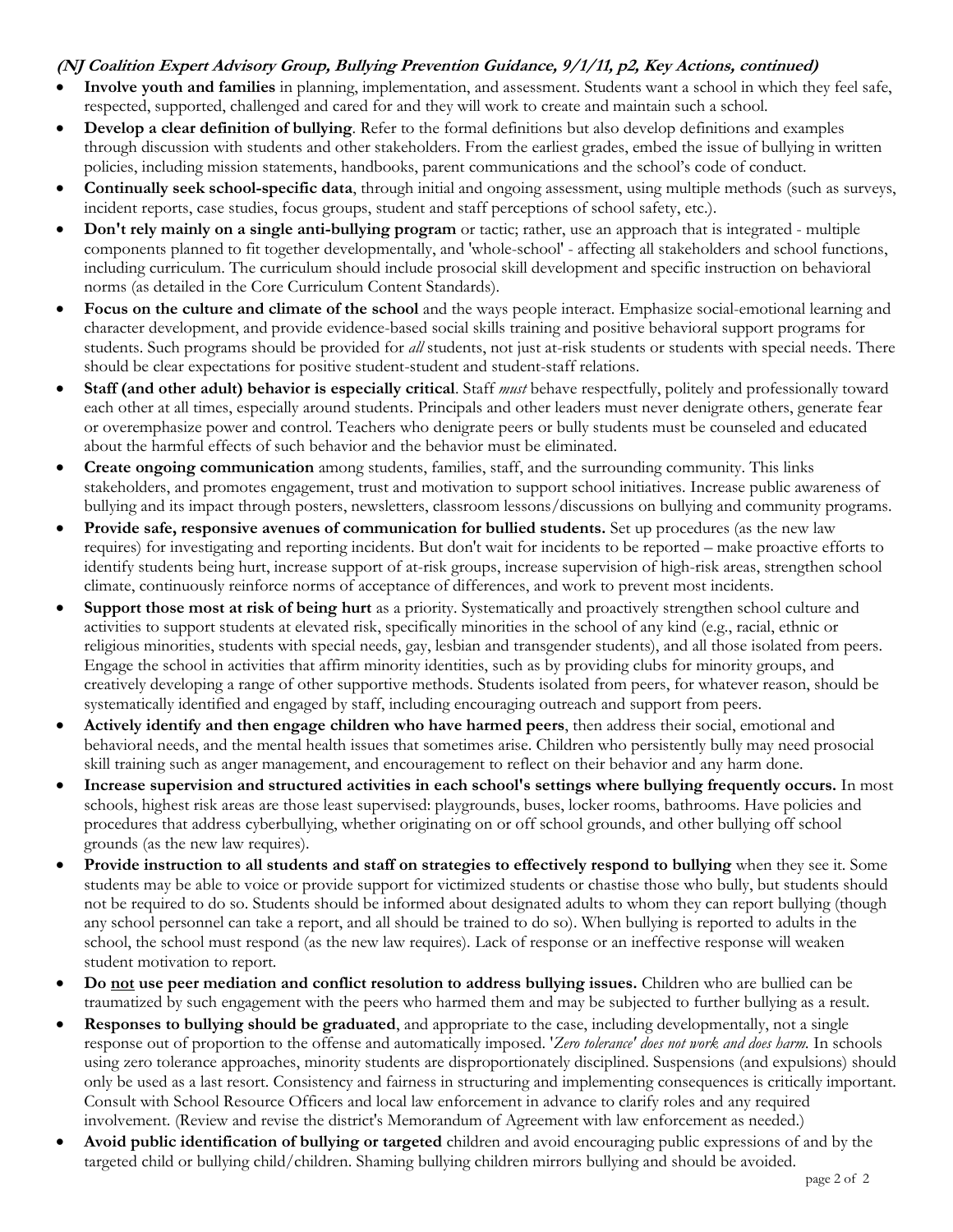***(NJ Coalition Expert Advisory Group, Bullying Prevention Guidance, 9/1/11, p2, Key Actions, continued)***

- **Involve youth and families** in planning, implementation, and assessment. Students want a school in which they feel safe, respected, supported, challenged and cared for and they will work to create and maintain such a school.
- **Develop a clear definition of bullying**. Refer to the formal definitions but also develop definitions and examples through discussion with students and other stakeholders. From the earliest grades, embed the issue of bullying in written policies, including mission statements, handbooks, parent communications and the school's code of conduct.
- **Continually seek school-specific data**, through initial and ongoing assessment, using multiple methods (such as surveys, incident reports, case studies, focus groups, student and staff perceptions of school safety, etc.).
- **Don't rely mainly on a single anti-bullying program** or tactic; rather, use an approach that is integrated - multiple components planned to fit together developmentally, and 'whole-school' - affecting all stakeholders and school functions, including curriculum. The curriculum should include prosocial skill development and specific instruction on behavioral norms (as detailed in the Core Curriculum Content Standards).
- **Focus on the culture and climate of the school** and the ways people interact. Emphasize social-emotional learning and character development, and provide evidence-based social skills training and positive behavioral support programs for students. Such programs should be provided for *all* students, not just at-risk students or students with special needs. There should be clear expectations for positive student-student and student-staff relations.
- **Staff (and other adult) behavior is especially critical**. Staff *must* behave respectfully, politely and professionally toward each other at all times, especially around students. Principals and other leaders must never denigrate others, generate fear or overemphasize power and control. Teachers who denigrate peers or bully students must be counseled and educated about the harmful effects of such behavior and the behavior must be eliminated.
- **Create ongoing communication** among students, families, staff, and the surrounding community. This links stakeholders, and promotes engagement, trust and motivation to support school initiatives. Increase public awareness of bullying and its impact through posters, newsletters, classroom lessons/discussions on bullying and community programs.
- **Provide safe, responsive avenues of communication for bullied students.** Set up procedures (as the new law requires) for investigating and reporting incidents. But don't wait for incidents to be reported – make proactive efforts to identify students being hurt, increase support of at-risk groups, increase supervision of high-risk areas, strengthen school climate, continuously reinforce norms of acceptance of differences, and work to prevent most incidents.
- **Support those most at risk of being hurt** as a priority. Systematically and proactively strengthen school culture and activities to support students at elevated risk, specifically minorities in the school of any kind (e.g., racial, ethnic or religious minorities, students with special needs, gay, lesbian and transgender students), and all those isolated from peers. Engage the school in activities that affirm minority identities, such as by providing clubs for minority groups, and creatively developing a range of other supportive methods. Students isolated from peers, for whatever reason, should be systematically identified and engaged by staff, including encouraging outreach and support from peers.
- **Actively identify and then engage children who have harmed peers**, then address their social, emotional and behavioral needs, and the mental health issues that sometimes arise. Children who persistently bully may need prosocial skill training such as anger management, and encouragement to reflect on their behavior and any harm done.
- **Increase supervision and structured activities in each school's settings where bullying frequently occurs.** In most schools, highest risk areas are those least supervised: playgrounds, buses, locker rooms, bathrooms. Have policies and procedures that address cyberbullying, whether originating on or off school grounds, and other bullying off school grounds (as the new law requires).
- **Provide instruction to all students and staff on strategies to effectively respond to bullying** when they see it. Some students may be able to voice or provide support for victimized students or chastise those who bully, but students should not be required to do so. Students should be informed about designated adults to whom they can report bullying (though any school personnel can take a report, and all should be trained to do so). When bullying is reported to adults in the school, the school must respond (as the new law requires). Lack of response or an ineffective response will weaken student motivation to report.
- **Do <u>not</u> use peer mediation and conflict resolution to address bullying issues.** Children who are bullied can be traumatized by such engagement with the peers who harmed them and may be subjected to further bullying as a result.
- **Responses to bullying should be graduated**, and appropriate to the case, including developmentally, not a single response out of proportion to the offense and automatically imposed. '*Zero tolerance' does not work and does harm.* In schools using zero tolerance approaches, minority students are disproportionately disciplined. Suspensions (and expulsions) should only be used as a last resort. Consistency and fairness in structuring and implementing consequences is critically important. Consult with School Resource Officers and local law enforcement in advance to clarify roles and any required involvement. (Review and revise the district's Memorandum of Agreement with law enforcement as needed.)
- **Avoid public identification of bullying or targeted** children and avoid encouraging public expressions of and by the targeted child or bullying child/children. Shaming bullying children mirrors bullying and should be avoided.